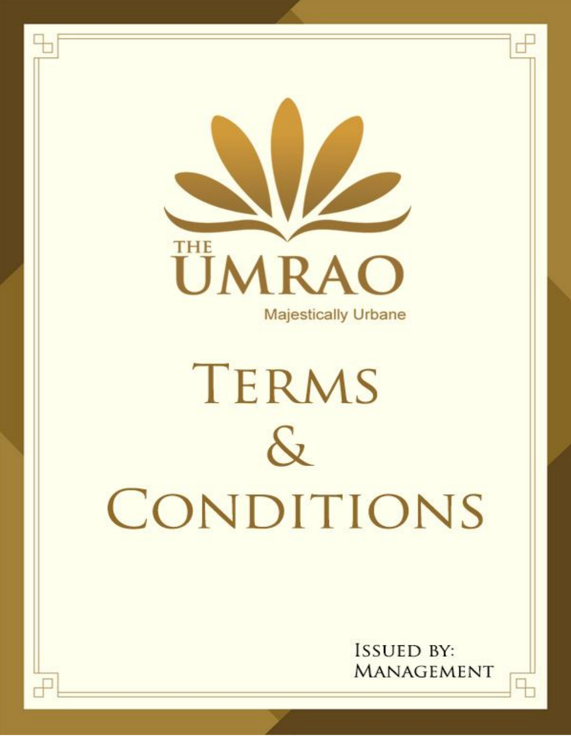THE UMRAO

Majestically Urbane

# Terms & Conditions

Issued by:
Management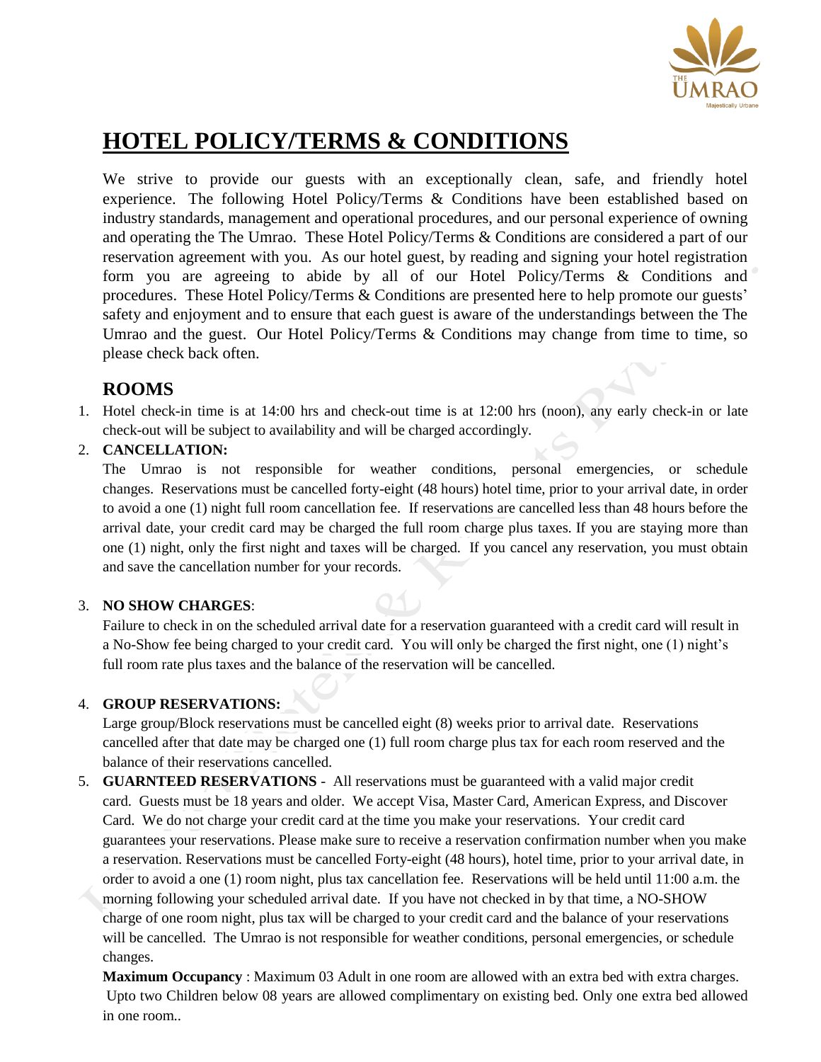# HOTEL POLICY/TERMS & CONDITIONS

We strive to provide our guests with an exceptionally clean, safe, and friendly hotel experience. The following Hotel Policy/Terms & Conditions have been established based on industry standards, management and operational procedures, and our personal experience of owning and operating the The Umrao. These Hotel Policy/Terms & Conditions are considered a part of our reservation agreement with you. As our hotel guest, by reading and signing your hotel registration form you are agreeing to abide by all of our Hotel Policy/Terms & Conditions and procedures. These Hotel Policy/Terms & Conditions are presented here to help promote our guests' safety and enjoyment and to ensure that each guest is aware of the understandings between the The Umrao and the guest. Our Hotel Policy/Terms & Conditions may change from time to time, so please check back often.

## ROOMS

1. Hotel check-in time is at 14:00 hrs and check-out time is at 12:00 hrs (noon), any early check-in or late check-out will be subject to availability and will be charged accordingly.

2. **CANCELLATION:**

   The Umrao is not responsible for weather conditions, personal emergencies, or schedule changes. Reservations must be cancelled forty-eight (48 hours) hotel time, prior to your arrival date, in order to avoid a one (1) night full room cancellation fee. If reservations are cancelled less than 48 hours before the arrival date, your credit card may be charged the full room charge plus taxes. If you are staying more than one (1) night, only the first night and taxes will be charged. If you cancel any reservation, you must obtain and save the cancellation number for your records.

3. **NO SHOW CHARGES**:

   Failure to check in on the scheduled arrival date for a reservation guaranteed with a credit card will result in a No-Show fee being charged to your credit card. You will only be charged the first night, one (1) night's full room rate plus taxes and the balance of the reservation will be cancelled.

4. **GROUP RESERVATIONS:**

   Large group/Block reservations must be cancelled eight (8) weeks prior to arrival date. Reservations cancelled after that date may be charged one (1) full room charge plus tax for each room reserved and the balance of their reservations cancelled.

5. **GUARNTEED RESERVATIONS** - All reservations must be guaranteed with a valid major credit card. Guests must be 18 years and older. We accept Visa, Master Card, American Express, and Discover Card. We do not charge your credit card at the time you make your reservations. Your credit card guarantees your reservations. Please make sure to receive a reservation confirmation number when you make a reservation. Reservations must be cancelled Forty-eight (48 hours), hotel time, prior to your arrival date, in order to avoid a one (1) room night, plus tax cancellation fee. Reservations will be held until 11:00 a.m. the morning following your scheduled arrival date. If you have not checked in by that time, a NO-SHOW charge of one room night, plus tax will be charged to your credit card and the balance of your reservations will be cancelled. The Umrao is not responsible for weather conditions, personal emergencies, or schedule changes.

   **Maximum Occupancy** : Maximum 03 Adult in one room are allowed with an extra bed with extra charges. Upto two Children below 08 years are allowed complimentary on existing bed. Only one extra bed allowed in one room..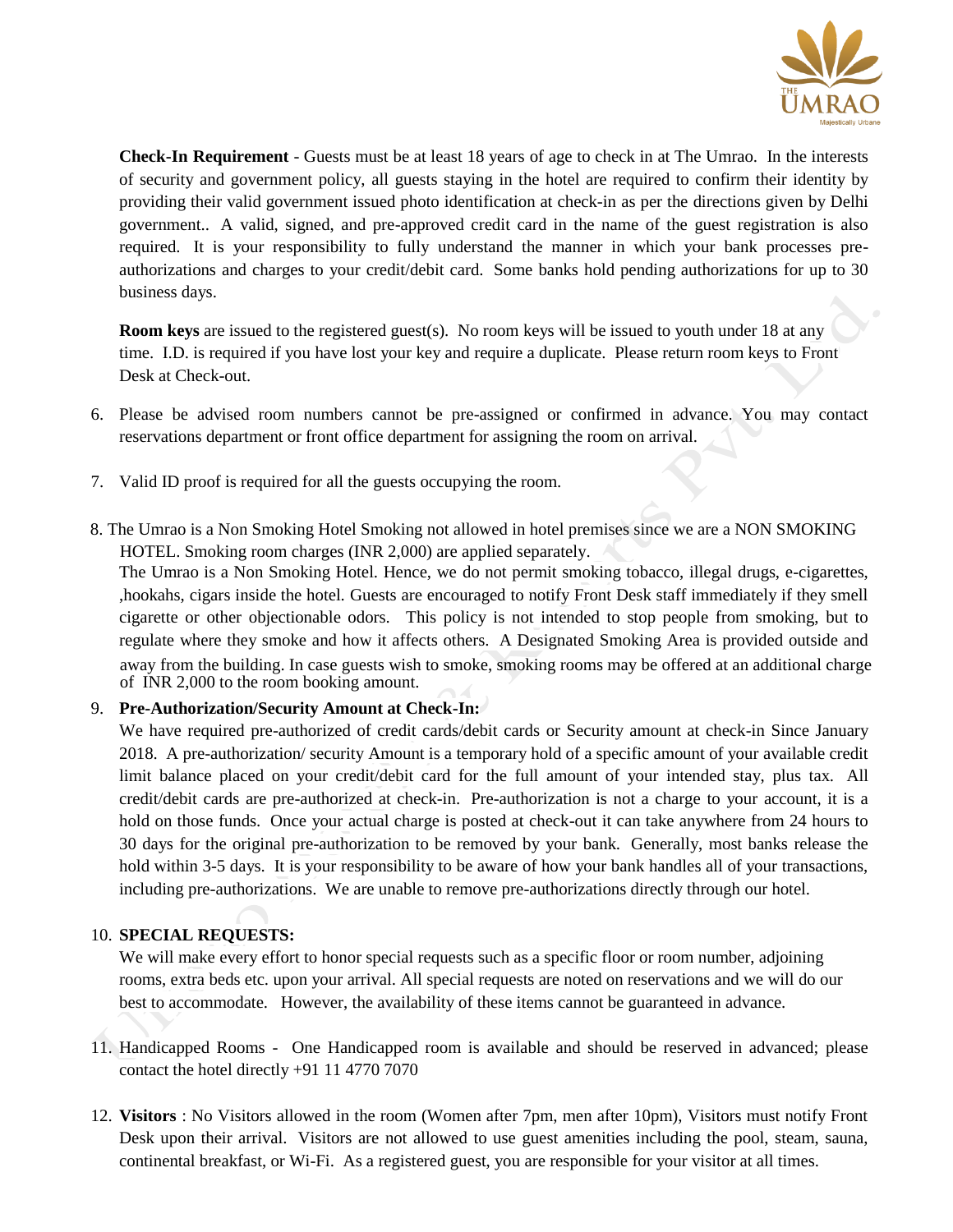**Check-In Requirement** - Guests must be at least 18 years of age to check in at The Umrao. In the interests of security and government policy, all guests staying in the hotel are required to confirm their identity by providing their valid government issued photo identification at check-in as per the directions given by Delhi government.. A valid, signed, and pre-approved credit card in the name of the guest registration is also required. It is your responsibility to fully understand the manner in which your bank processes pre-authorizations and charges to your credit/debit card. Some banks hold pending authorizations for up to 30 business days.

**Room keys** are issued to the registered guest(s). No room keys will be issued to youth under 18 at any time. I.D. is required if you have lost your key and require a duplicate. Please return room keys to Front Desk at Check-out.

6. Please be advised room numbers cannot be pre-assigned or confirmed in advance. You may contact reservations department or front office department for assigning the room on arrival.

7. Valid ID proof is required for all the guests occupying the room.

8. The Umrao is a Non Smoking Hotel Smoking not allowed in hotel premises since we are a NON SMOKING HOTEL. Smoking room charges (INR 2,000) are applied separately.
   The Umrao is a Non Smoking Hotel. Hence, we do not permit smoking tobacco, illegal drugs, e-cigarettes, ,hookahs, cigars inside the hotel. Guests are encouraged to notify Front Desk staff immediately if they smell cigarette or other objectionable odors. This policy is not intended to stop people from smoking, but to regulate where they smoke and how it affects others. A Designated Smoking Area is provided outside and away from the building. In case guests wish to smoke, smoking rooms may be offered at an additional charge of INR 2,000 to the room booking amount.

9. **Pre-Authorization/Security Amount at Check-In:**
   We have required pre-authorized of credit cards/debit cards or Security amount at check-in Since January 2018. A pre-authorization/ security Amount is a temporary hold of a specific amount of your available credit limit balance placed on your credit/debit card for the full amount of your intended stay, plus tax. All credit/debit cards are pre-authorized at check-in. Pre-authorization is not a charge to your account, it is a hold on those funds. Once your actual charge is posted at check-out it can take anywhere from 24 hours to 30 days for the original pre-authorization to be removed by your bank. Generally, most banks release the hold within 3-5 days. It is your responsibility to be aware of how your bank handles all of your transactions, including pre-authorizations. We are unable to remove pre-authorizations directly through our hotel.

10. **SPECIAL REQUESTS:**
    We will make every effort to honor special requests such as a specific floor or room number, adjoining rooms, extra beds etc. upon your arrival. All special requests are noted on reservations and we will do our best to accommodate. However, the availability of these items cannot be guaranteed in advance.

11. Handicapped Rooms - One Handicapped room is available and should be reserved in advanced; please contact the hotel directly +91 11 4770 7070

12. **Visitors** : No Visitors allowed in the room (Women after 7pm, men after 10pm), Visitors must notify Front Desk upon their arrival. Visitors are not allowed to use guest amenities including the pool, steam, sauna, continental breakfast, or Wi-Fi. As a registered guest, you are responsible for your visitor at all times.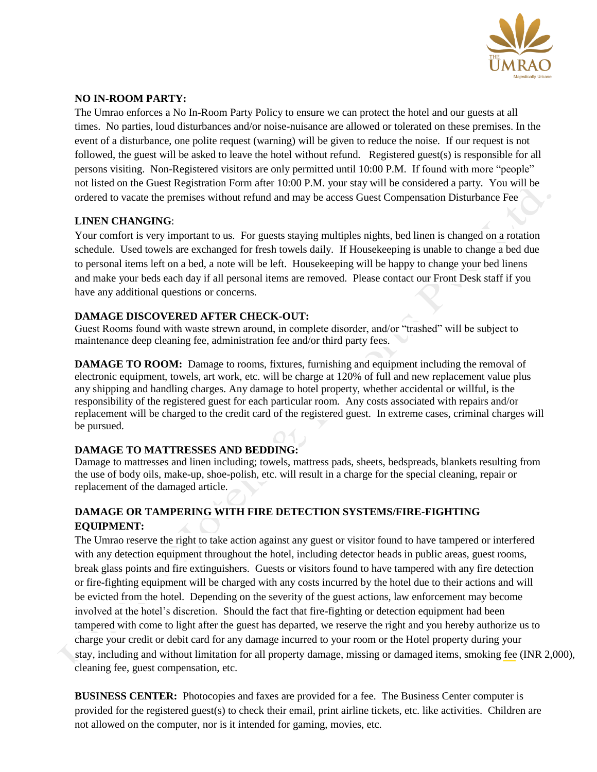**NO IN-ROOM PARTY:**

The Umrao enforces a No In-Room Party Policy to ensure we can protect the hotel and our guests at all times. No parties, loud disturbances and/or noise-nuisance are allowed or tolerated on these premises. In the event of a disturbance, one polite request (warning) will be given to reduce the noise. If our request is not followed, the guest will be asked to leave the hotel without refund. Registered guest(s) is responsible for all persons visiting. Non-Registered visitors are only permitted until 10:00 P.M. If found with more "people" not listed on the Guest Registration Form after 10:00 P.M. your stay will be considered a party. You will be ordered to vacate the premises without refund and may be access Guest Compensation Disturbance Fee

**LINEN CHANGING**:

Your comfort is very important to us. For guests staying multiples nights, bed linen is changed on a rotation schedule. Used towels are exchanged for fresh towels daily. If Housekeeping is unable to change a bed due to personal items left on a bed, a note will be left. Housekeeping will be happy to change your bed linens and make your beds each day if all personal items are removed. Please contact our Front Desk staff if you have any additional questions or concerns.

**DAMAGE DISCOVERED AFTER CHECK-OUT:**

Guest Rooms found with waste strewn around, in complete disorder, and/or "trashed" will be subject to maintenance deep cleaning fee, administration fee and/or third party fees.

**DAMAGE TO ROOM:** Damage to rooms, fixtures, furnishing and equipment including the removal of electronic equipment, towels, art work, etc. will be charge at 120% of full and new replacement value plus any shipping and handling charges. Any damage to hotel property, whether accidental or willful, is the responsibility of the registered guest for each particular room. Any costs associated with repairs and/or replacement will be charged to the credit card of the registered guest. In extreme cases, criminal charges will be pursued.

**DAMAGE TO MATTRESSES AND BEDDING:**

Damage to mattresses and linen including; towels, mattress pads, sheets, bedspreads, blankets resulting from the use of body oils, make-up, shoe-polish, etc. will result in a charge for the special cleaning, repair or replacement of the damaged article.

**DAMAGE OR TAMPERING WITH FIRE DETECTION SYSTEMS/FIRE-FIGHTING EQUIPMENT:**

The Umrao reserve the right to take action against any guest or visitor found to have tampered or interfered with any detection equipment throughout the hotel, including detector heads in public areas, guest rooms, break glass points and fire extinguishers. Guests or visitors found to have tampered with any fire detection or fire-fighting equipment will be charged with any costs incurred by the hotel due to their actions and will be evicted from the hotel. Depending on the severity of the guest actions, law enforcement may become involved at the hotel's discretion. Should the fact that fire-fighting or detection equipment had been tampered with come to light after the guest has departed, we reserve the right and you hereby authorize us to charge your credit or debit card for any damage incurred to your room or the Hotel property during your stay, including and without limitation for all property damage, missing or damaged items, smoking fee (INR 2,000), cleaning fee, guest compensation, etc.

**BUSINESS CENTER:** Photocopies and faxes are provided for a fee. The Business Center computer is provided for the registered guest(s) to check their email, print airline tickets, etc. like activities. Children are not allowed on the computer, nor is it intended for gaming, movies, etc.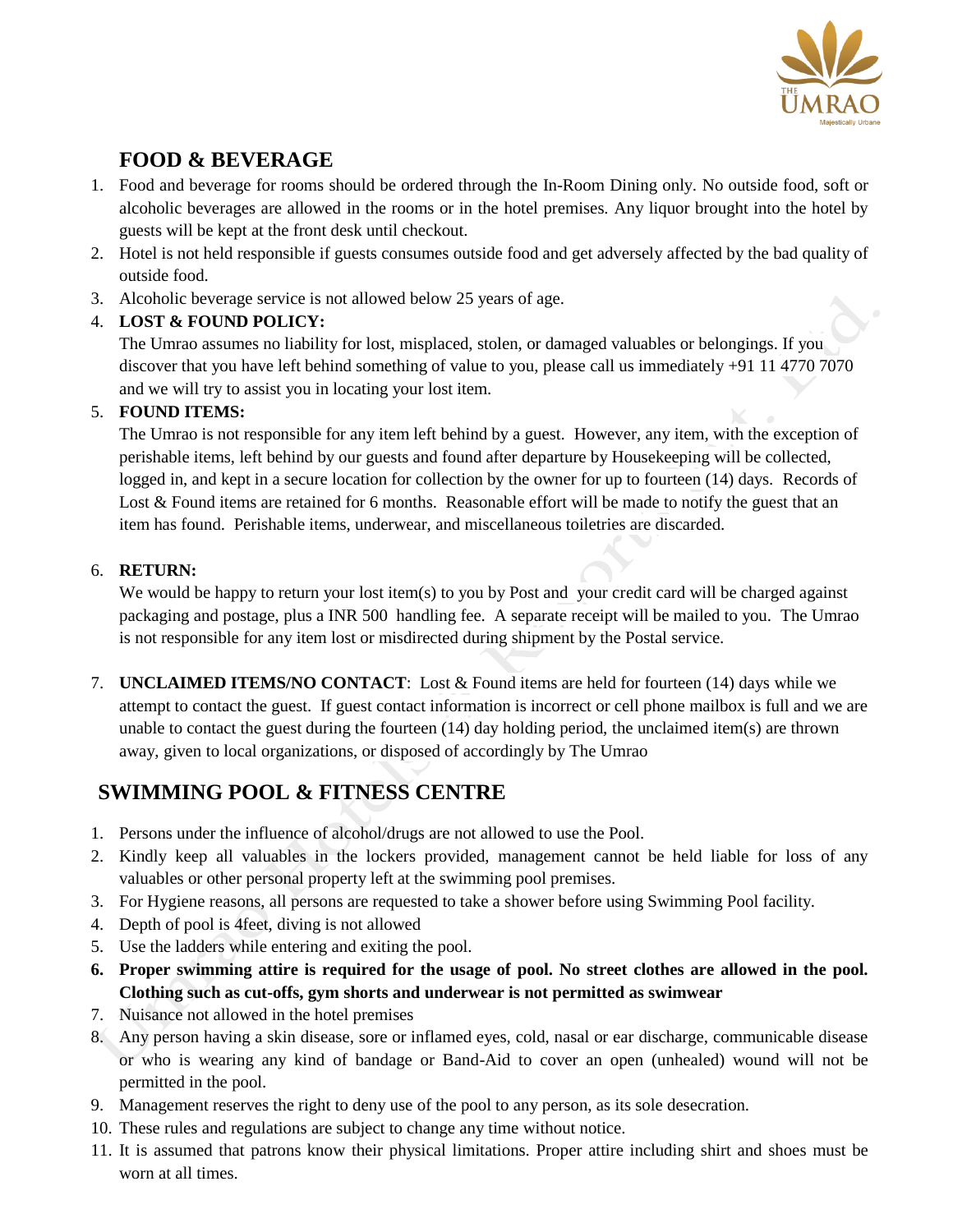## FOOD & BEVERAGE

1. Food and beverage for rooms should be ordered through the In-Room Dining only. No outside food, soft or alcoholic beverages are allowed in the rooms or in the hotel premises. Any liquor brought into the hotel by guests will be kept at the front desk until checkout.
2. Hotel is not held responsible if guests consumes outside food and get adversely affected by the bad quality of outside food.
3. Alcoholic beverage service is not allowed below 25 years of age.
4. **LOST & FOUND POLICY:**
   The Umrao assumes no liability for lost, misplaced, stolen, or damaged valuables or belongings. If you discover that you have left behind something of value to you, please call us immediately +91 11 4770 7070 and we will try to assist you in locating your lost item.
5. **FOUND ITEMS:**
   The Umrao is not responsible for any item left behind by a guest. However, any item, with the exception of perishable items, left behind by our guests and found after departure by Housekeeping will be collected, logged in, and kept in a secure location for collection by the owner for up to fourteen (14) days. Records of Lost & Found items are retained for 6 months. Reasonable effort will be made to notify the guest that an item has found. Perishable items, underwear, and miscellaneous toiletries are discarded.
6. **RETURN:**
   We would be happy to return your lost item(s) to you by Post and your credit card will be charged against packaging and postage, plus a INR 500 handling fee. A separate receipt will be mailed to you. The Umrao is not responsible for any item lost or misdirected during shipment by the Postal service.
7. **UNCLAIMED ITEMS/NO CONTACT**: Lost & Found items are held for fourteen (14) days while we attempt to contact the guest. If guest contact information is incorrect or cell phone mailbox is full and we are unable to contact the guest during the fourteen (14) day holding period, the unclaimed item(s) are thrown away, given to local organizations, or disposed of accordingly by The Umrao

## SWIMMING POOL & FITNESS CENTRE

1. Persons under the influence of alcohol/drugs are not allowed to use the Pool.
2. Kindly keep all valuables in the lockers provided, management cannot be held liable for loss of any valuables or other personal property left at the swimming pool premises.
3. For Hygiene reasons, all persons are requested to take a shower before using Swimming Pool facility.
4. Depth of pool is 4feet, diving is not allowed
5. Use the ladders while entering and exiting the pool.
6. **Proper swimming attire is required for the usage of pool. No street clothes are allowed in the pool. Clothing such as cut-offs, gym shorts and underwear is not permitted as swimwear**
7. Nuisance not allowed in the hotel premises
8. Any person having a skin disease, sore or inflamed eyes, cold, nasal or ear discharge, communicable disease or who is wearing any kind of bandage or Band-Aid to cover an open (unhealed) wound will not be permitted in the pool.
9. Management reserves the right to deny use of the pool to any person, as its sole desecration.
10. These rules and regulations are subject to change any time without notice.
11. It is assumed that patrons know their physical limitations. Proper attire including shirt and shoes must be worn at all times.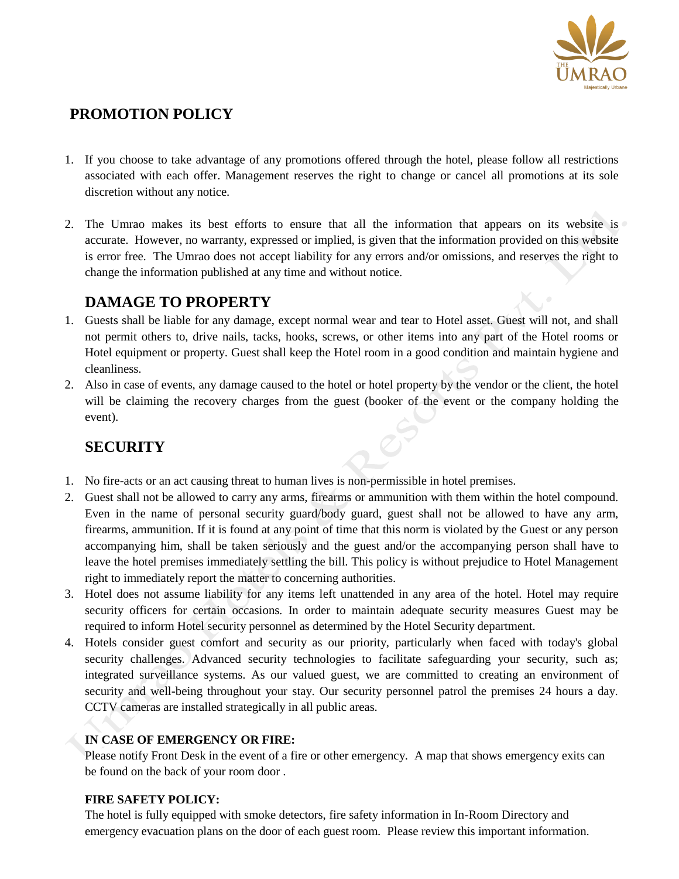## PROMOTION POLICY

1. If you choose to take advantage of any promotions offered through the hotel, please follow all restrictions associated with each offer. Management reserves the right to change or cancel all promotions at its sole discretion without any notice.

2. The Umrao makes its best efforts to ensure that all the information that appears on its website is accurate. However, no warranty, expressed or implied, is given that the information provided on this website is error free. The Umrao does not accept liability for any errors and/or omissions, and reserves the right to change the information published at any time and without notice.

## DAMAGE TO PROPERTY

1. Guests shall be liable for any damage, except normal wear and tear to Hotel asset. Guest will not, and shall not permit others to, drive nails, tacks, hooks, screws, or other items into any part of the Hotel rooms or Hotel equipment or property. Guest shall keep the Hotel room in a good condition and maintain hygiene and cleanliness.
2. Also in case of events, any damage caused to the hotel or hotel property by the vendor or the client, the hotel will be claiming the recovery charges from the guest (booker of the event or the company holding the event).

## SECURITY

1. No fire-acts or an act causing threat to human lives is non-permissible in hotel premises.
2. Guest shall not be allowed to carry any arms, firearms or ammunition with them within the hotel compound. Even in the name of personal security guard/body guard, guest shall not be allowed to have any arm, firearms, ammunition. If it is found at any point of time that this norm is violated by the Guest or any person accompanying him, shall be taken seriously and the guest and/or the accompanying person shall have to leave the hotel premises immediately settling the bill. This policy is without prejudice to Hotel Management right to immediately report the matter to concerning authorities.
3. Hotel does not assume liability for any items left unattended in any area of the hotel. Hotel may require security officers for certain occasions. In order to maintain adequate security measures Guest may be required to inform Hotel security personnel as determined by the Hotel Security department.
4. Hotels consider guest comfort and security as our priority, particularly when faced with today's global security challenges. Advanced security technologies to facilitate safeguarding your security, such as; integrated surveillance systems. As our valued guest, we are committed to creating an environment of security and well-being throughout your stay. Our security personnel patrol the premises 24 hours a day. CCTV cameras are installed strategically in all public areas.

**IN CASE OF EMERGENCY OR FIRE:**

Please notify Front Desk in the event of a fire or other emergency. A map that shows emergency exits can be found on the back of your room door .

**FIRE SAFETY POLICY:**

The hotel is fully equipped with smoke detectors, fire safety information in In-Room Directory and emergency evacuation plans on the door of each guest room. Please review this important information.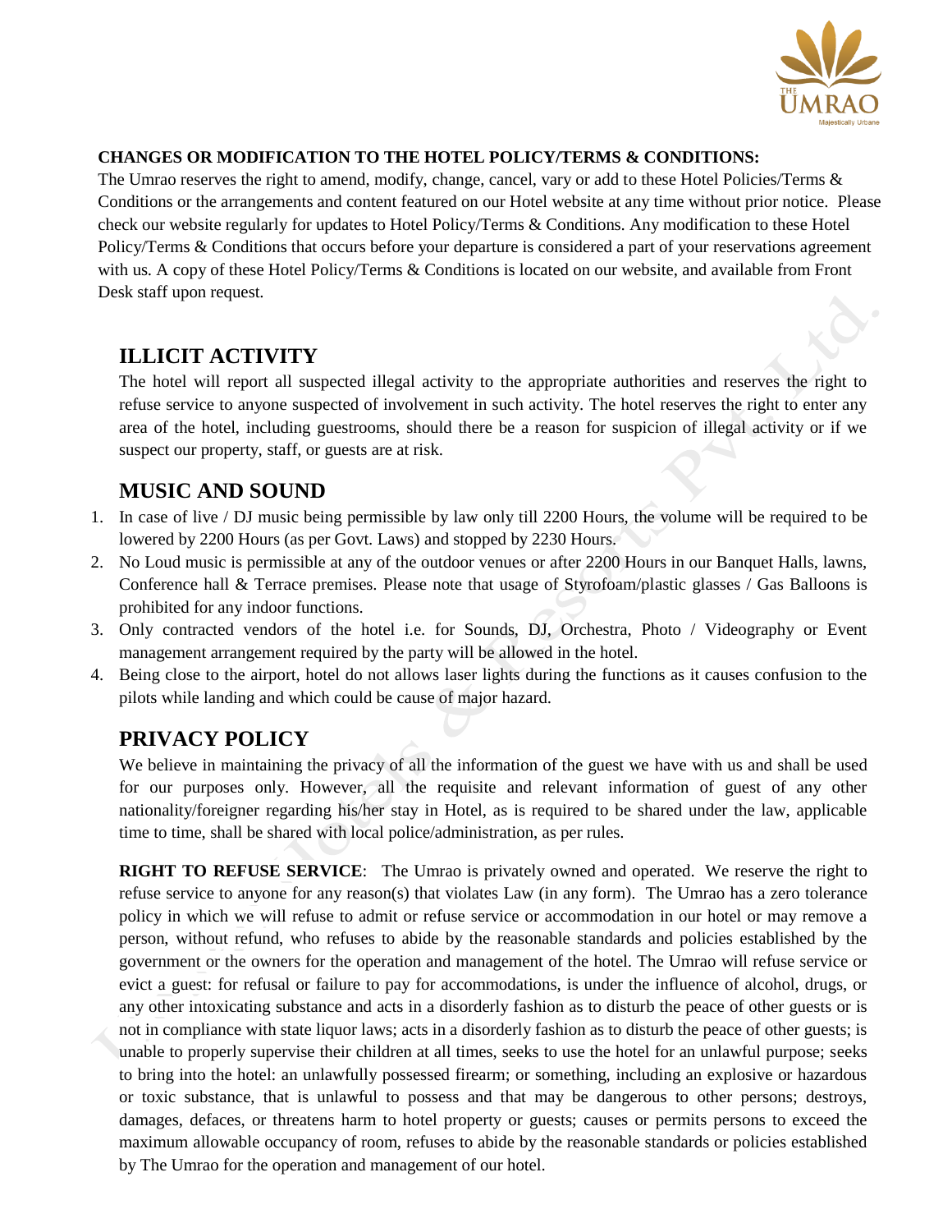**CHANGES OR MODIFICATION TO THE HOTEL POLICY/TERMS & CONDITIONS:**

The Umrao reserves the right to amend, modify, change, cancel, vary or add to these Hotel Policies/Terms & Conditions or the arrangements and content featured on our Hotel website at any time without prior notice. Please check our website regularly for updates to Hotel Policy/Terms & Conditions. Any modification to these Hotel Policy/Terms & Conditions that occurs before your departure is considered a part of your reservations agreement with us. A copy of these Hotel Policy/Terms & Conditions is located on our website, and available from Front Desk staff upon request.

## ILLICIT ACTIVITY

The hotel will report all suspected illegal activity to the appropriate authorities and reserves the right to refuse service to anyone suspected of involvement in such activity. The hotel reserves the right to enter any area of the hotel, including guestrooms, should there be a reason for suspicion of illegal activity or if we suspect our property, staff, or guests are at risk.

## MUSIC AND SOUND

1. In case of live / DJ music being permissible by law only till 2200 Hours, the volume will be required to be lowered by 2200 Hours (as per Govt. Laws) and stopped by 2230 Hours.
2. No Loud music is permissible at any of the outdoor venues or after 2200 Hours in our Banquet Halls, lawns, Conference hall & Terrace premises. Please note that usage of Styrofoam/plastic glasses / Gas Balloons is prohibited for any indoor functions.
3. Only contracted vendors of the hotel i.e. for Sounds, DJ, Orchestra, Photo / Videography or Event management arrangement required by the party will be allowed in the hotel.
4. Being close to the airport, hotel do not allows laser lights during the functions as it causes confusion to the pilots while landing and which could be cause of major hazard.

## PRIVACY POLICY

We believe in maintaining the privacy of all the information of the guest we have with us and shall be used for our purposes only. However, all the requisite and relevant information of guest of any other nationality/foreigner regarding his/her stay in Hotel, as is required to be shared under the law, applicable time to time, shall be shared with local police/administration, as per rules.

**RIGHT TO REFUSE SERVICE**: The Umrao is privately owned and operated. We reserve the right to refuse service to anyone for any reason(s) that violates Law (in any form). The Umrao has a zero tolerance policy in which we will refuse to admit or refuse service or accommodation in our hotel or may remove a person, without refund, who refuses to abide by the reasonable standards and policies established by the government or the owners for the operation and management of the hotel. The Umrao will refuse service or evict a guest: for refusal or failure to pay for accommodations, is under the influence of alcohol, drugs, or any other intoxicating substance and acts in a disorderly fashion as to disturb the peace of other guests or is not in compliance with state liquor laws; acts in a disorderly fashion as to disturb the peace of other guests; is unable to properly supervise their children at all times, seeks to use the hotel for an unlawful purpose; seeks to bring into the hotel: an unlawfully possessed firearm; or something, including an explosive or hazardous or toxic substance, that is unlawful to possess and that may be dangerous to other persons; destroys, damages, defaces, or threatens harm to hotel property or guests; causes or permits persons to exceed the maximum allowable occupancy of room, refuses to abide by the reasonable standards or policies established by The Umrao for the operation and management of our hotel.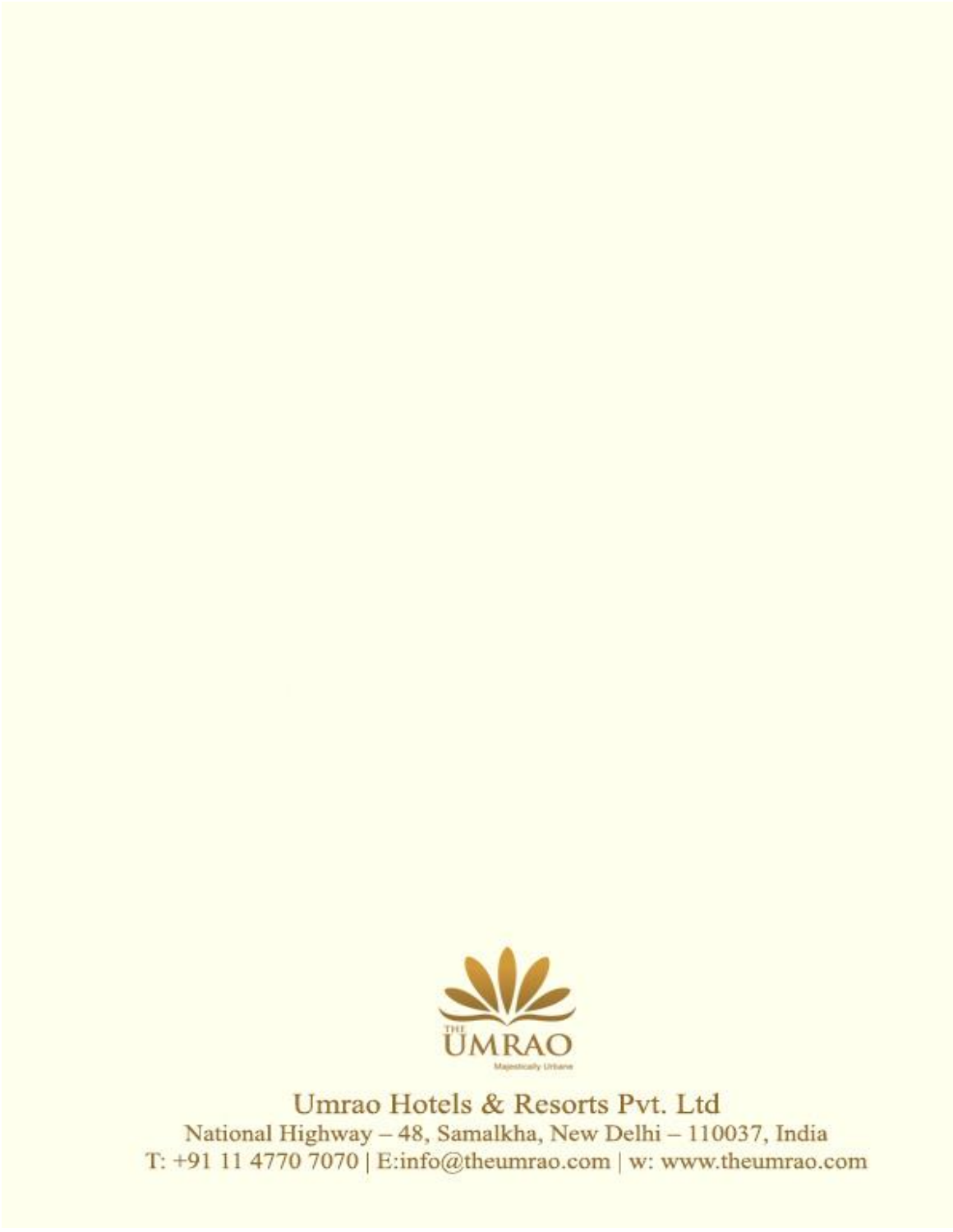THE UMRAO

Majestically Urbane

Umrao Hotels & Resorts Pvt. Ltd

National Highway – 48, Samalkha, New Delhi – 110037, India

T: +91 11 4770 7070 | E:info@theumrao.com | w: www.theumrao.com